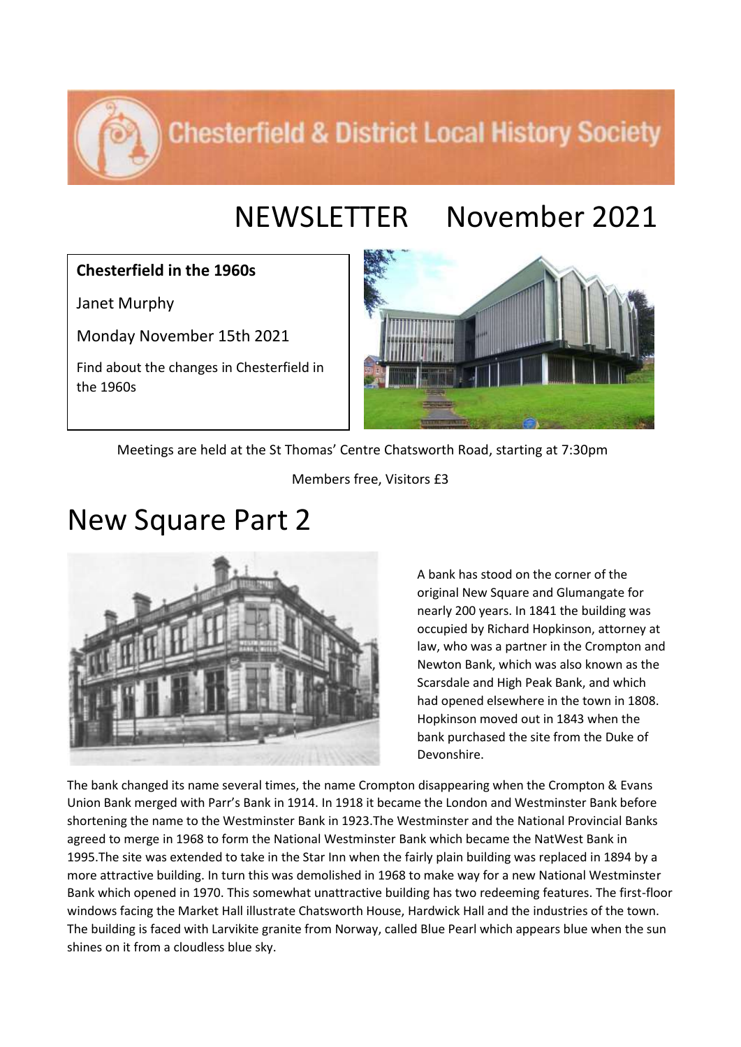# Chesterfield & District Local History Society

# NEWSLETTER November 2021

**Chesterfield in the 1960s**

Janet Murphy

Monday November 15th 2021

Find about the changes in Chesterfield in the 1960s

Meetings are held at the St Thomas' Centre Chatsworth Road, starting at 7:30pm

Members free, Visitors £3

# New Square Part 2

A bank has stood on the corner of the original New Square and Glumangate for nearly 200 years. In 1841 the building was occupied by Richard Hopkinson, attorney at law, who was a partner in the Crompton and Newton Bank, which was also known as the Scarsdale and High Peak Bank, and which had opened elsewhere in the town in 1808. Hopkinson moved out in 1843 when the bank purchased the site from the Duke of Devonshire.

The bank changed its name several times, the name Crompton disappearing when the Crompton & Evans Union Bank merged with Parr's Bank in 1914. In 1918 it became the London and Westminster Bank before shortening the name to the Westminster Bank in 1923.The Westminster and the National Provincial Banks agreed to merge in 1968 to form the National Westminster Bank which became the NatWest Bank in 1995.The site was extended to take in the Star Inn when the fairly plain building was replaced in 1894 by a more attractive building. In turn this was demolished in 1968 to make way for a new National Westminster Bank which opened in 1970. This somewhat unattractive building has two redeeming features. The first-floor windows facing the Market Hall illustrate Chatsworth House, Hardwick Hall and the industries of the town. The building is faced with Larvikite granite from Norway, called Blue Pearl which appears blue when the sun shines on it from a cloudless blue sky.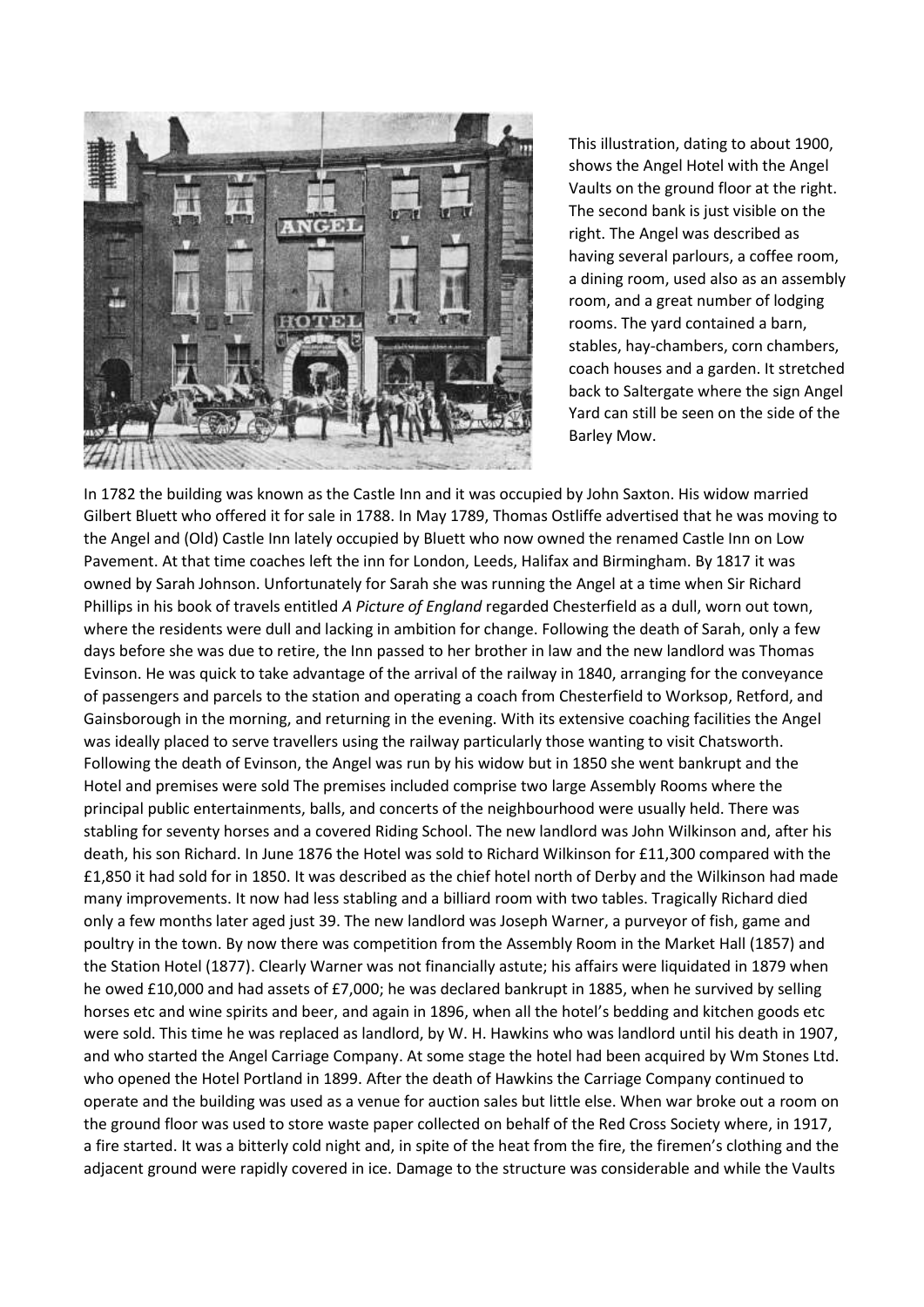This illustration, dating to about 1900, shows the Angel Hotel with the Angel Vaults on the ground floor at the right. The second bank is just visible on the right. The Angel was described as having several parlours, a coffee room, a dining room, used also as an assembly room, and a great number of lodging rooms. The yard contained a barn, stables, hay-chambers, corn chambers, coach houses and a garden. It stretched back to Saltergate where the sign Angel Yard can still be seen on the side of the Barley Mow.

In 1782 the building was known as the Castle Inn and it was occupied by John Saxton. His widow married Gilbert Bluett who offered it for sale in 1788. In May 1789, Thomas Ostliffe advertised that he was moving to the Angel and (Old) Castle Inn lately occupied by Bluett who now owned the renamed Castle Inn on Low Pavement. At that time coaches left the inn for London, Leeds, Halifax and Birmingham. By 1817 it was owned by Sarah Johnson. Unfortunately for Sarah she was running the Angel at a time when Sir Richard Phillips in his book of travels entitled *A Picture of England* regarded Chesterfield as a dull, worn out town, where the residents were dull and lacking in ambition for change. Following the death of Sarah, only a few days before she was due to retire, the Inn passed to her brother in law and the new landlord was Thomas Evinson. He was quick to take advantage of the arrival of the railway in 1840, arranging for the conveyance of passengers and parcels to the station and operating a coach from Chesterfield to Worksop, Retford, and Gainsborough in the morning, and returning in the evening. With its extensive coaching facilities the Angel was ideally placed to serve travellers using the railway particularly those wanting to visit Chatsworth. Following the death of Evinson, the Angel was run by his widow but in 1850 she went bankrupt and the Hotel and premises were sold The premises included comprise two large Assembly Rooms where the principal public entertainments, balls, and concerts of the neighbourhood were usually held. There was stabling for seventy horses and a covered Riding School. The new landlord was John Wilkinson and, after his death, his son Richard. In June 1876 the Hotel was sold to Richard Wilkinson for £11,300 compared with the £1,850 it had sold for in 1850. It was described as the chief hotel north of Derby and the Wilkinson had made many improvements. It now had less stabling and a billiard room with two tables. Tragically Richard died only a few months later aged just 39. The new landlord was Joseph Warner, a purveyor of fish, game and poultry in the town. By now there was competition from the Assembly Room in the Market Hall (1857) and the Station Hotel (1877). Clearly Warner was not financially astute; his affairs were liquidated in 1879 when he owed £10,000 and had assets of £7,000; he was declared bankrupt in 1885, when he survived by selling horses etc and wine spirits and beer, and again in 1896, when all the hotel's bedding and kitchen goods etc were sold. This time he was replaced as landlord, by W. H. Hawkins who was landlord until his death in 1907, and who started the Angel Carriage Company. At some stage the hotel had been acquired by Wm Stones Ltd. who opened the Hotel Portland in 1899. After the death of Hawkins the Carriage Company continued to operate and the building was used as a venue for auction sales but little else. When war broke out a room on the ground floor was used to store waste paper collected on behalf of the Red Cross Society where, in 1917, a fire started. It was a bitterly cold night and, in spite of the heat from the fire, the firemen's clothing and the adjacent ground were rapidly covered in ice. Damage to the structure was considerable and while the Vaults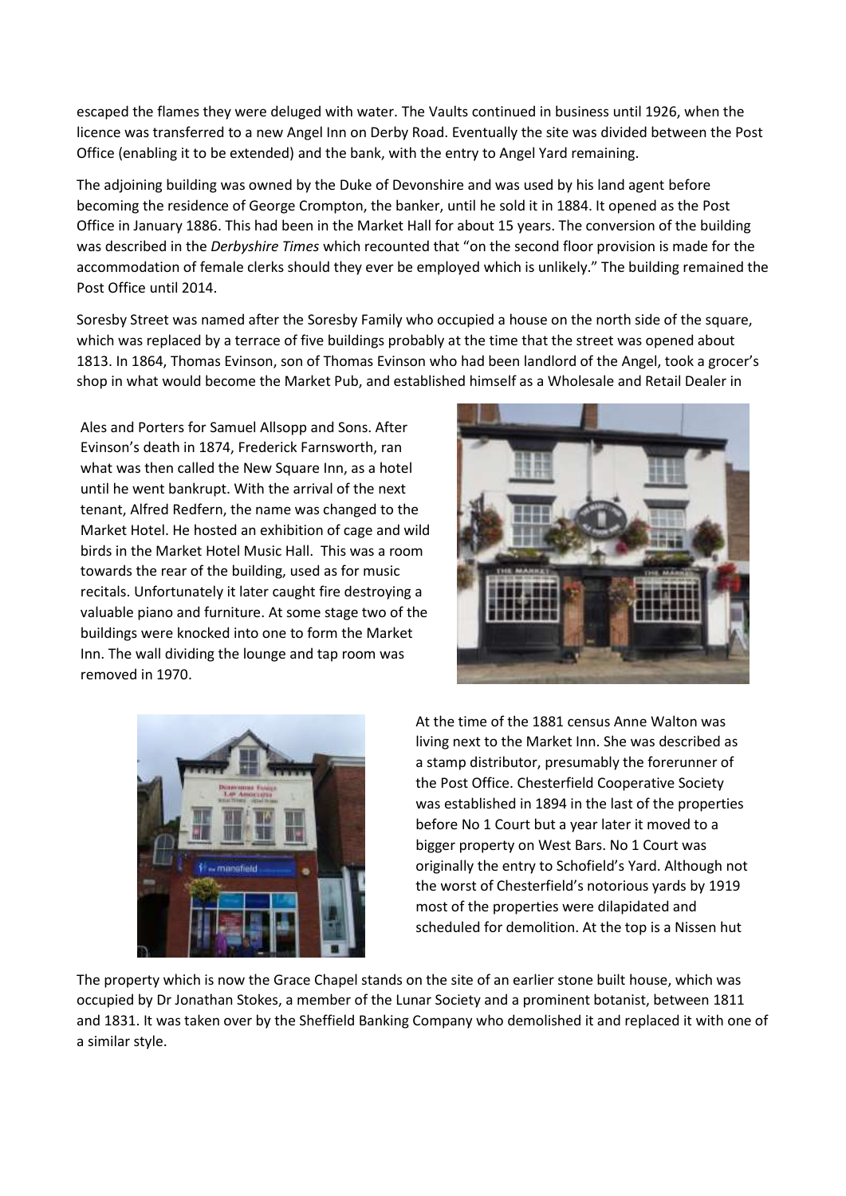escaped the flames they were deluged with water. The Vaults continued in business until 1926, when the licence was transferred to a new Angel Inn on Derby Road. Eventually the site was divided between the Post Office (enabling it to be extended) and the bank, with the entry to Angel Yard remaining.

The adjoining building was owned by the Duke of Devonshire and was used by his land agent before becoming the residence of George Crompton, the banker, until he sold it in 1884. It opened as the Post Office in January 1886. This had been in the Market Hall for about 15 years. The conversion of the building was described in the *Derbyshire Times* which recounted that "on the second floor provision is made for the accommodation of female clerks should they ever be employed which is unlikely." The building remained the Post Office until 2014.

Soresby Street was named after the Soresby Family who occupied a house on the north side of the square, which was replaced by a terrace of five buildings probably at the time that the street was opened about 1813. In 1864, Thomas Evinson, son of Thomas Evinson who had been landlord of the Angel, took a grocer's shop in what would become the Market Pub, and established himself as a Wholesale and Retail Dealer in Ales and Porters for Samuel Allsopp and Sons. After Evinson's death in 1874, Frederick Farnsworth, ran what was then called the New Square Inn, as a hotel until he went bankrupt. With the arrival of the next tenant, Alfred Redfern, the name was changed to the Market Hotel. He hosted an exhibition of cage and wild birds in the Market Hotel Music Hall. This was a room towards the rear of the building, used as for music recitals. Unfortunately it later caught fire destroying a valuable piano and furniture. At some stage two of the buildings were knocked into one to form the Market Inn. The wall dividing the lounge and tap room was removed in 1970.

At the time of the 1881 census Anne Walton was living next to the Market Inn. She was described as a stamp distributor, presumably the forerunner of the Post Office. Chesterfield Cooperative Society was established in 1894 in the last of the properties before No 1 Court but a year later it moved to a bigger property on West Bars. No 1 Court was originally the entry to Schofield's Yard. Although not the worst of Chesterfield's notorious yards by 1919 most of the properties were dilapidated and scheduled for demolition. At the top is a Nissen hut

The property which is now the Grace Chapel stands on the site of an earlier stone built house, which was occupied by Dr Jonathan Stokes, a member of the Lunar Society and a prominent botanist, between 1811 and 1831. It was taken over by the Sheffield Banking Company who demolished it and replaced it with one of a similar style.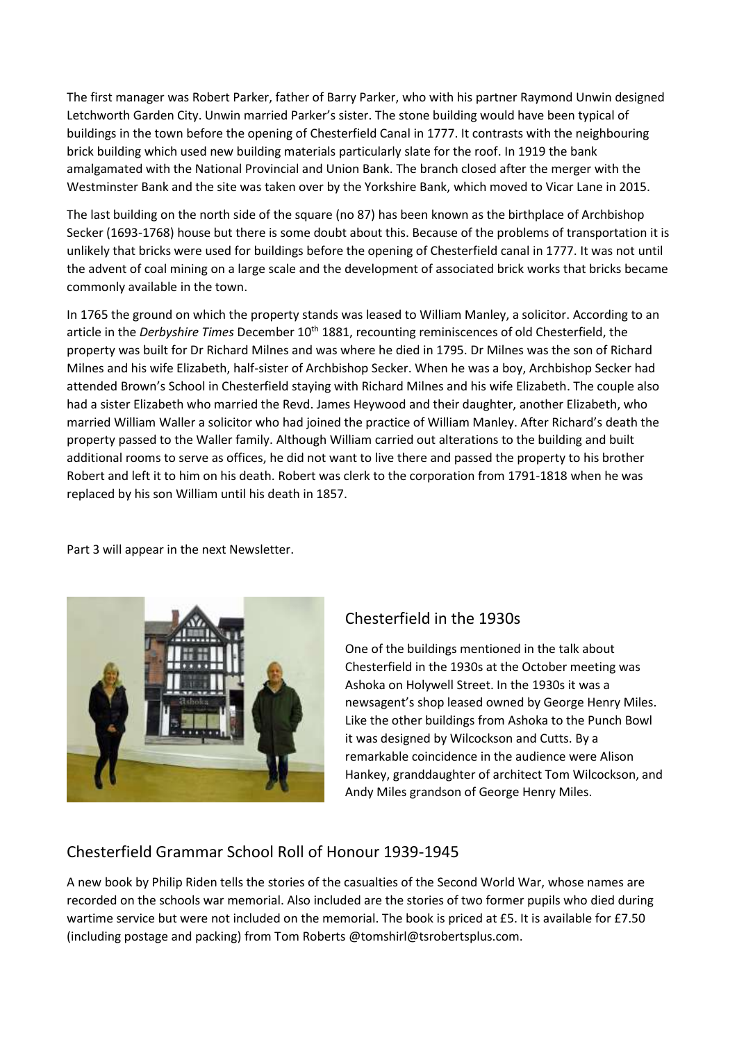The first manager was Robert Parker, father of Barry Parker, who with his partner Raymond Unwin designed Letchworth Garden City. Unwin married Parker's sister. The stone building would have been typical of buildings in the town before the opening of Chesterfield Canal in 1777. It contrasts with the neighbouring brick building which used new building materials particularly slate for the roof. In 1919 the bank amalgamated with the National Provincial and Union Bank. The branch closed after the merger with the Westminster Bank and the site was taken over by the Yorkshire Bank, which moved to Vicar Lane in 2015.

The last building on the north side of the square (no 87) has been known as the birthplace of Archbishop Secker (1693-1768) house but there is some doubt about this. Because of the problems of transportation it is unlikely that bricks were used for buildings before the opening of Chesterfield canal in 1777. It was not until the advent of coal mining on a large scale and the development of associated brick works that bricks became commonly available in the town.

In 1765 the ground on which the property stands was leased to William Manley, a solicitor. According to an article in the *Derbyshire Times* December 10th 1881, recounting reminiscences of old Chesterfield, the property was built for Dr Richard Milnes and was where he died in 1795. Dr Milnes was the son of Richard Milnes and his wife Elizabeth, half-sister of Archbishop Secker. When he was a boy, Archbishop Secker had attended Brown's School in Chesterfield staying with Richard Milnes and his wife Elizabeth. The couple also had a sister Elizabeth who married the Revd. James Heywood and their daughter, another Elizabeth, who married William Waller a solicitor who had joined the practice of William Manley. After Richard's death the property passed to the Waller family. Although William carried out alterations to the building and built additional rooms to serve as offices, he did not want to live there and passed the property to his brother Robert and left it to him on his death. Robert was clerk to the corporation from 1791-1818 when he was replaced by his son William until his death in 1857.

Part 3 will appear in the next Newsletter.

## Chesterfield in the 1930s

One of the buildings mentioned in the talk about Chesterfield in the 1930s at the October meeting was Ashoka on Holywell Street. In the 1930s it was a newsagent's shop leased owned by George Henry Miles. Like the other buildings from Ashoka to the Punch Bowl it was designed by Wilcockson and Cutts. By a remarkable coincidence in the audience were Alison Hankey, granddaughter of architect Tom Wilcockson, and Andy Miles grandson of George Henry Miles.

## Chesterfield Grammar School Roll of Honour 1939-1945

A new book by Philip Riden tells the stories of the casualties of the Second World War, whose names are recorded on the schools war memorial. Also included are the stories of two former pupils who died during wartime service but were not included on the memorial. The book is priced at £5. It is available for £7.50 (including postage and packing) from Tom Roberts @tomshirl@tsrobertsplus.com.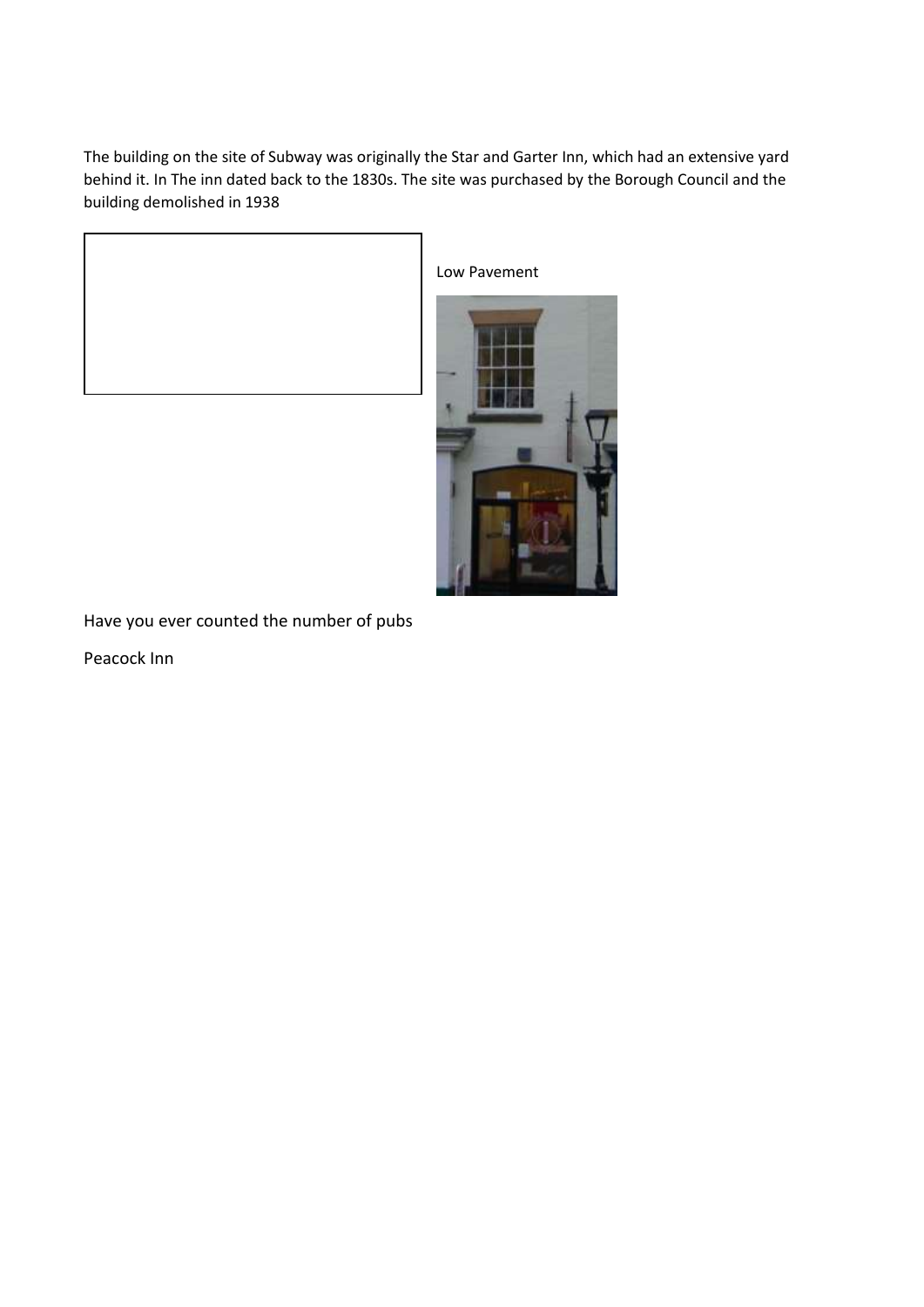The building on the site of Subway was originally the Star and Garter Inn, which had an extensive yard behind it. In The inn dated back to the 1830s. The site was purchased by the Borough Council and the building demolished in 1938

Low Pavement

Have you ever counted the number of pubs

Peacock Inn